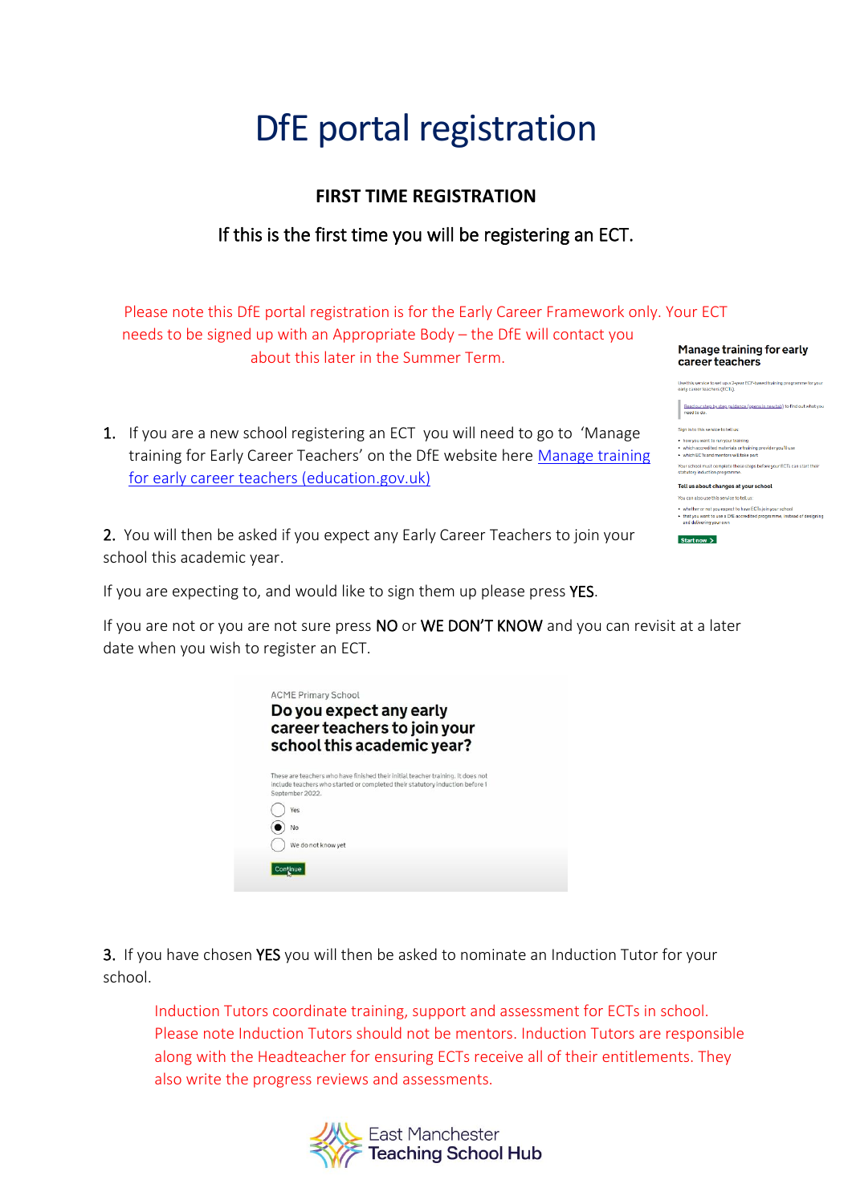# DfE portal registration

**FIRST TIME REGISTRATION**

If this is the first time you will be registering an ECT.

Please note this DfE portal registration is for the Early Career Framework only. Your ECT needs to be signed up with an Appropriate Body – the DfE will contact you about this later in the Summer Term.

1. If you are a new school registering an ECT you will need to go to 'Manage training for Early Career Teachers' on the DfE website here [Manage training for early career teachers (education.gov.uk)]

2. You will then be asked if you expect any Early Career Teachers to join your school this academic year.

If you are expecting to, and would like to sign them up please press **YES**.

If you are not or you are not sure press **NO** or **WE DON'T KNOW** and you can revisit at a later date when you wish to register an ECT.

3. If you have chosen **YES** you will then be asked to nominate an Induction Tutor for your school.

Induction Tutors coordinate training, support and assessment for ECTs in school. Please note Induction Tutors should not be mentors. Induction Tutors are responsible along with the Headteacher for ensuring ECTs receive all of their entitlements. They also write the progress reviews and assessments.

East Manchester Teaching School Hub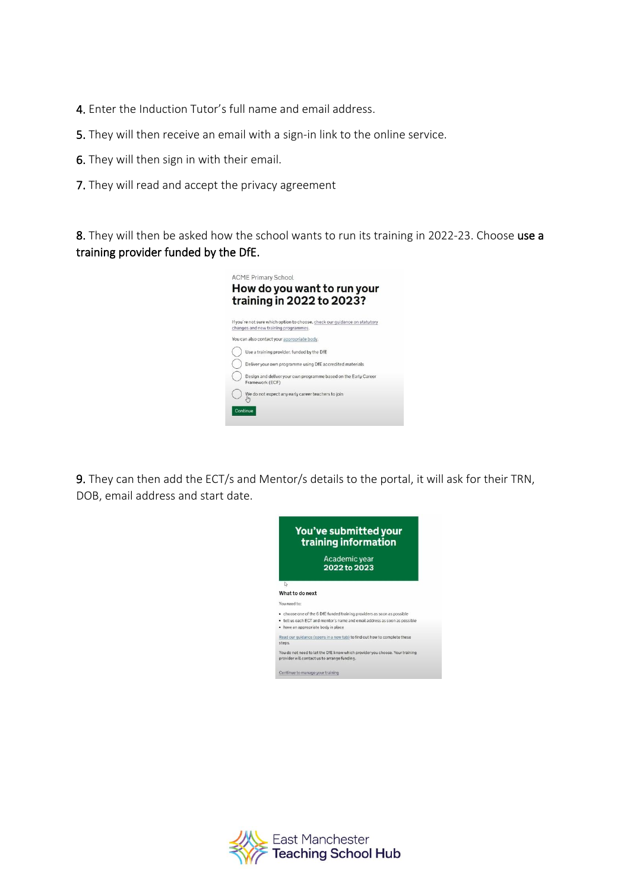4. Enter the Induction Tutor's full name and email address.

5. They will then receive an email with a sign-in link to the online service.

6. They will then sign in with their email.

7. They will read and accept the privacy agreement

8. They will then be asked how the school wants to run its training in 2022-23. Choose **use a training provider funded by the DfE.**

ACME Primary School

**How do you want to run your training in 2022 to 2023?**

If you're not sure which option to choose, check our guidance on statutory changes and new training programmes.

You can also contact your appropriate body.

- Use a training provider, funded by the DfE
- Deliver your own programme using DfE accredited materials
- Design and deliver your own programme based on the Early Career Framework (ECF)
- We do not expect any early career teachers to join

Continue

9. They can then add the ECT/s and Mentor/s details to the portal, it will ask for their TRN, DOB, email address and start date.

**You've submitted your training information**

Academic year
**2022 to 2023**

**What to do next**

You need to:

- choose one of the 6 DfE-funded training providers as soon as possible
- tell us each ECT and mentor's name and email address as soon as possible
- have an appropriate body in place

Read our guidance (opens in a new tab) to find out how to complete these steps.

You do not need to let the DfE know which provider you choose. Your training provider will contact us to arrange funding.

Continue to manage your training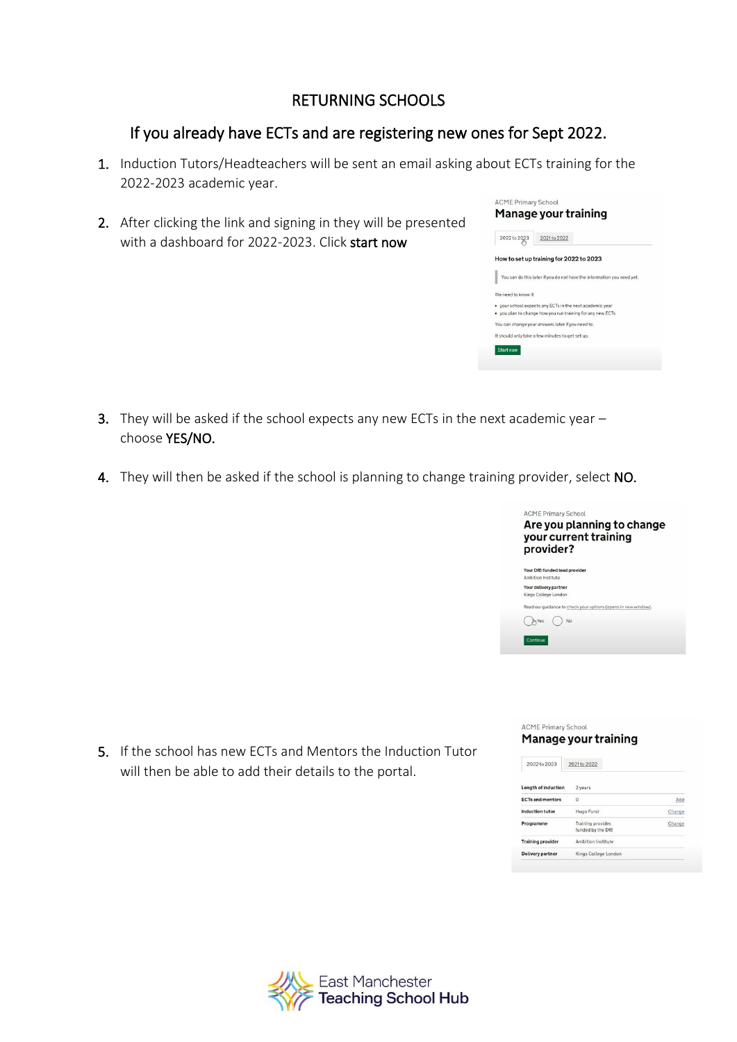## RETURNING SCHOOLS

### If you already have ECTs and are registering new ones for Sept 2022.

1. Induction Tutors/Headteachers will be sent an email asking about ECTs training for the 2022-2023 academic year.

2. After clicking the link and signing in they will be presented with a dashboard for 2022-2023. Click **start now**

ACME Primary School

**Manage your training**

2022 to 2023 | 2021 to 2022

**How to set up training for 2022 to 2023**

You can do this later if you do not have the information you need yet.

We need to know if:

- your school expects any ECTs in the next academic year
- you plan to change how you run training for any new ECTs

You can change your answers later if you need to.

It should only take a few minutes to get set up.

Start now

3. They will be asked if the school expects any new ECTs in the next academic year – choose **YES/NO.**

4. They will then be asked if the school is planning to change training provider, select **NO.**

ACME Primary School

**Are you planning to change your current training provider?**

**Your DfE-funded lead provider**
Ambition Institute

**Your delivery partner**
Kings College London

Read our guidance to check your options (opens in new window).

Yes No

Continue

5. If the school has new ECTs and Mentors the Induction Tutor will then be able to add their details to the portal.

ACME Primary School

**Manage your training**

2022 to 2023 | 2021 to 2022

| | | |
|---|---|---|
| **Length of induction** | 2 years | |
| **ECTs and mentors** | 0 | Add |
| **Induction tutor** | Hugo Furst | Change |
| **Programme** | Training provider, funded by the DfE | Change |
| **Training provider** | Ambition Institute | |
| **Delivery partner** | Kings College London | |

East Manchester Teaching School Hub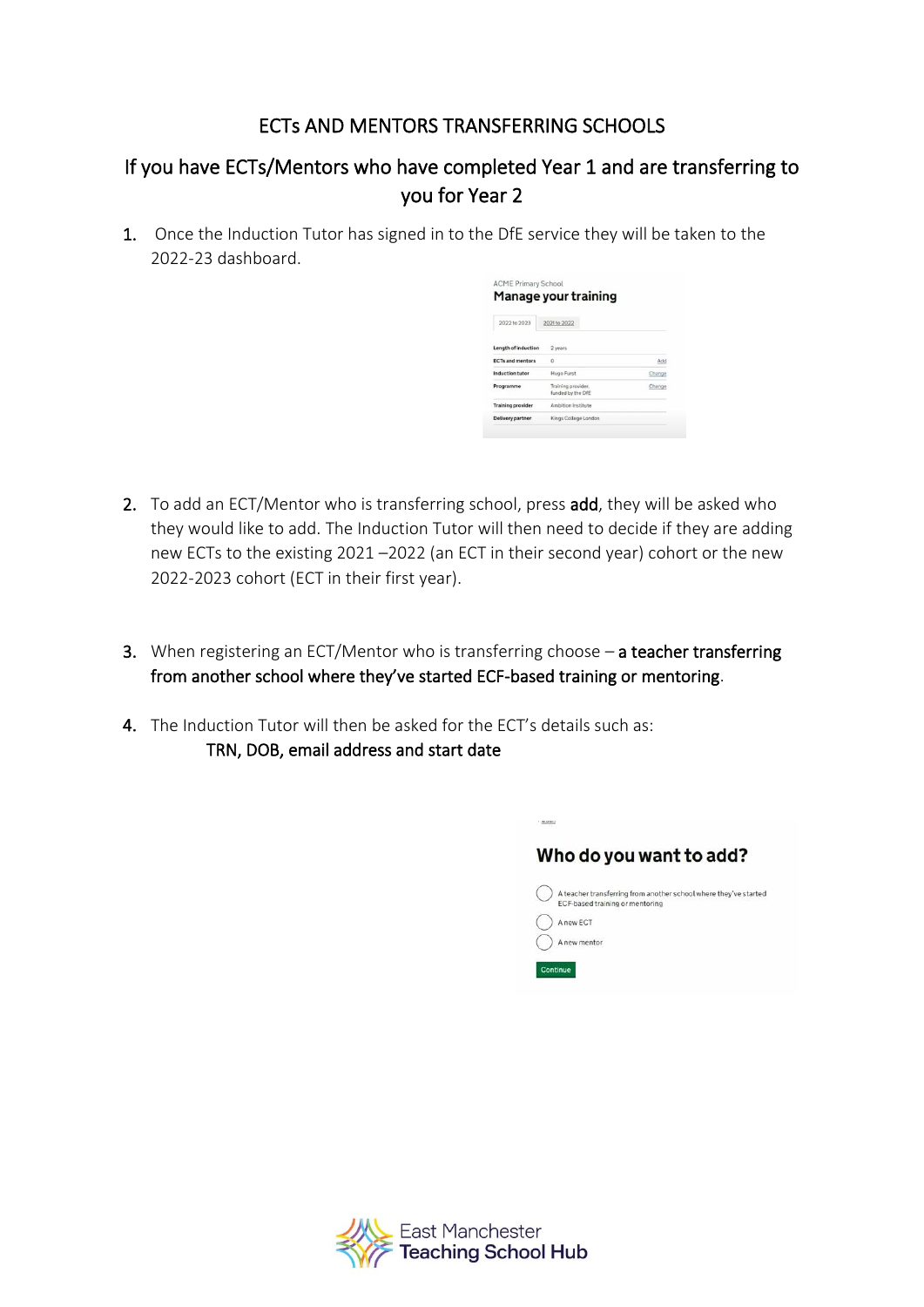# ECTs AND MENTORS TRANSFERRING SCHOOLS

## If you have ECTs/Mentors who have completed Year 1 and are transferring to you for Year 2

1. Once the Induction Tutor has signed in to the DfE service they will be taken to the 2022-23 dashboard.

ACME Primary School

**Manage your training**

2022 to 2023 | 2021 to 2022

| | | |
|---|---|---|
| Length of induction | 2 years | |
| ECTs and mentors | 0 | Add |
| Induction tutor | Hugo Furst | Change |
| Programme | Training provider, funded by the DfE | Change |
| Training provider | Ambition Institute | |
| Delivery partner | Kings College London | |

2. To add an ECT/Mentor who is transferring school, press **add**, they will be asked who they would like to add. The Induction Tutor will then need to decide if they are adding new ECTs to the existing 2021 –2022 (an ECT in their second year) cohort or the new 2022-2023 cohort (ECT in their first year).

3. When registering an ECT/Mentor who is transferring choose – **a teacher transferring from another school where they've started ECF-based training or mentoring**.

4. The Induction Tutor will then be asked for the ECT's details such as:
   **TRN, DOB, email address and start date**

**Who do you want to add?**

- A teacher transferring from another school where they've started ECF-based training or mentoring
- A new ECT
- A new mentor

Continue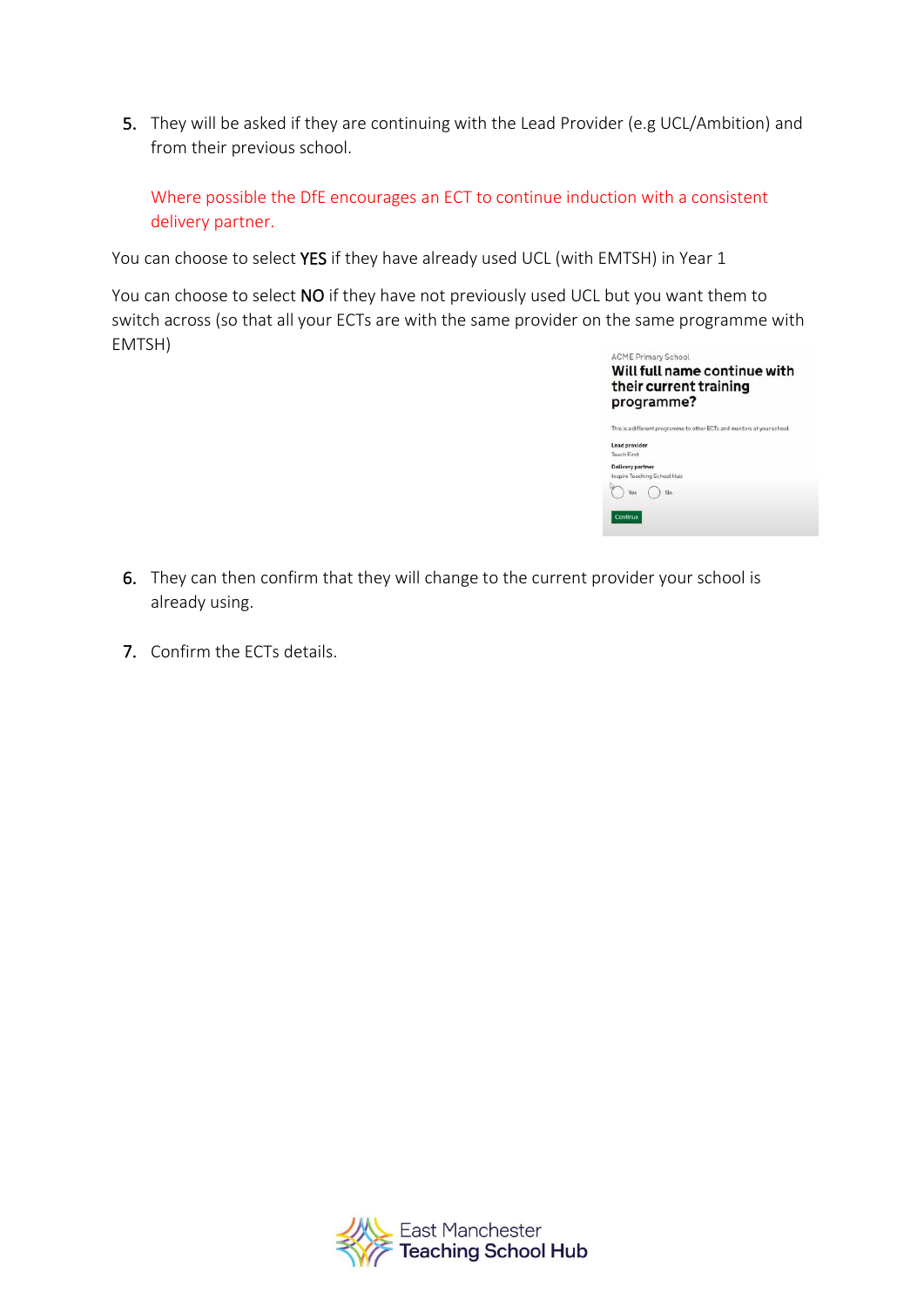5. They will be asked if they are continuing with the Lead Provider (e.g UCL/Ambition) and from their previous school.

   Where possible the DfE encourages an ECT to continue induction with a consistent delivery partner.

You can choose to select **YES** if they have already used UCL (with EMTSH) in Year 1

You can choose to select **NO** if they have not previously used UCL but you want them to switch across (so that all your ECTs are with the same provider on the same programme with EMTSH)

ACME Primary School

**Will full name continue with their current training programme?**

This is a different programme to other ECTs and mentors at your school.

**Lead provider**
Teach First

**Delivery partner**
Inspire Teaching School Hub

Yes No

Continue

6. They can then confirm that they will change to the current provider your school is already using.

7. Confirm the ECTs details.